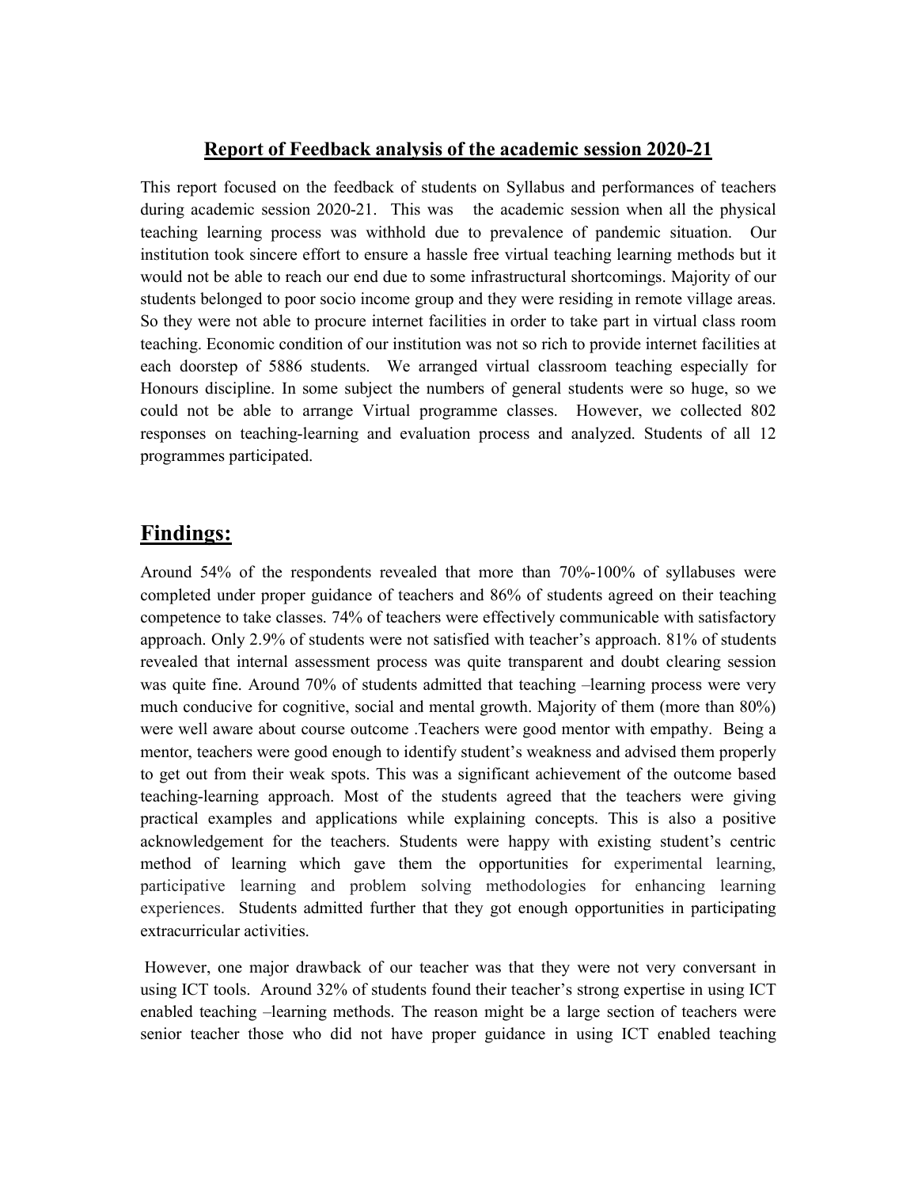## Report of Feedback analysis of the academic session 2020-21

This report focused on the feedback of students on Syllabus and performances of teachers during academic session 2020-21. This was the academic session when all the physical teaching learning process was withhold due to prevalence of pandemic situation. Our institution took sincere effort to ensure a hassle free virtual teaching learning methods but it would not be able to reach our end due to some infrastructural shortcomings. Majority of our students belonged to poor socio income group and they were residing in remote village areas. So they were not able to procure internet facilities in order to take part in virtual class room teaching. Economic condition of our institution was not so rich to provide internet facilities at each doorstep of 5886 students. We arranged virtual classroom teaching especially for Honours discipline. In some subject the numbers of general students were so huge, so we could not be able to arrange Virtual programme classes. However, we collected 802 responses on teaching-learning and evaluation process and analyzed. Students of all 12 programmes participated.

## Findings:

Around 54% of the respondents revealed that more than 70%-100% of syllabuses were completed under proper guidance of teachers and 86% of students agreed on their teaching competence to take classes. 74% of teachers were effectively communicable with satisfactory approach. Only 2.9% of students were not satisfied with teacher's approach. 81% of students revealed that internal assessment process was quite transparent and doubt clearing session was quite fine. Around 70% of students admitted that teaching –learning process were very much conducive for cognitive, social and mental growth. Majority of them (more than 80%) were well aware about course outcome .Teachers were good mentor with empathy. Being a mentor, teachers were good enough to identify student's weakness and advised them properly to get out from their weak spots. This was a significant achievement of the outcome based teaching-learning approach. Most of the students agreed that the teachers were giving practical examples and applications while explaining concepts. This is also a positive acknowledgement for the teachers. Students were happy with existing student's centric method of learning which gave them the opportunities for experimental learning, participative learning and problem solving methodologies for enhancing learning experiences. Students admitted further that they got enough opportunities in participating extracurricular activities.

However, one major drawback of our teacher was that they were not very conversant in using ICT tools. Around 32% of students found their teacher's strong expertise in using ICT enabled teaching –learning methods. The reason might be a large section of teachers were senior teacher those who did not have proper guidance in using ICT enabled teaching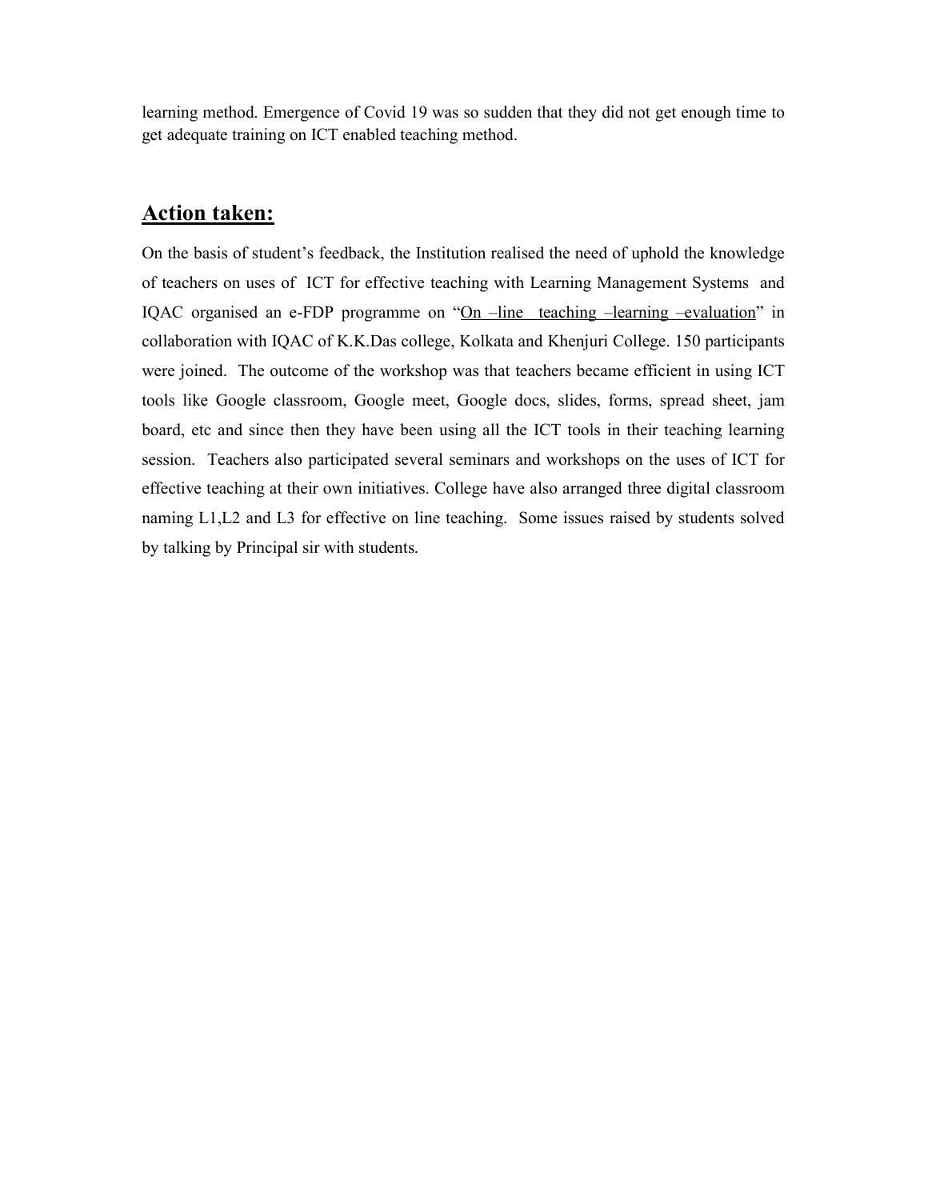learning method. Emergence of Covid 19 was so sudden that they did not get enough time to get adequate training on ICT enabled teaching method.

## Action taken:

On the basis of student's feedback, the Institution realised the need of uphold the knowledge of teachers on uses of ICT for effective teaching with Learning Management Systems and IQAC organised an e-FDP programme on "On –line teaching –learning –evaluation" in collaboration with IQAC of K.K.Das college, Kolkata and Khenjuri College. 150 participants were joined. The outcome of the workshop was that teachers became efficient in using ICT tools like Google classroom, Google meet, Google docs, slides, forms, spread sheet, jam board, etc and since then they have been using all the ICT tools in their teaching learning session. Teachers also participated several seminars and workshops on the uses of ICT for effective teaching at their own initiatives. College have also arranged three digital classroom naming L1,L2 and L3 for effective on line teaching. Some issues raised by students solved by talking by Principal sir with students.